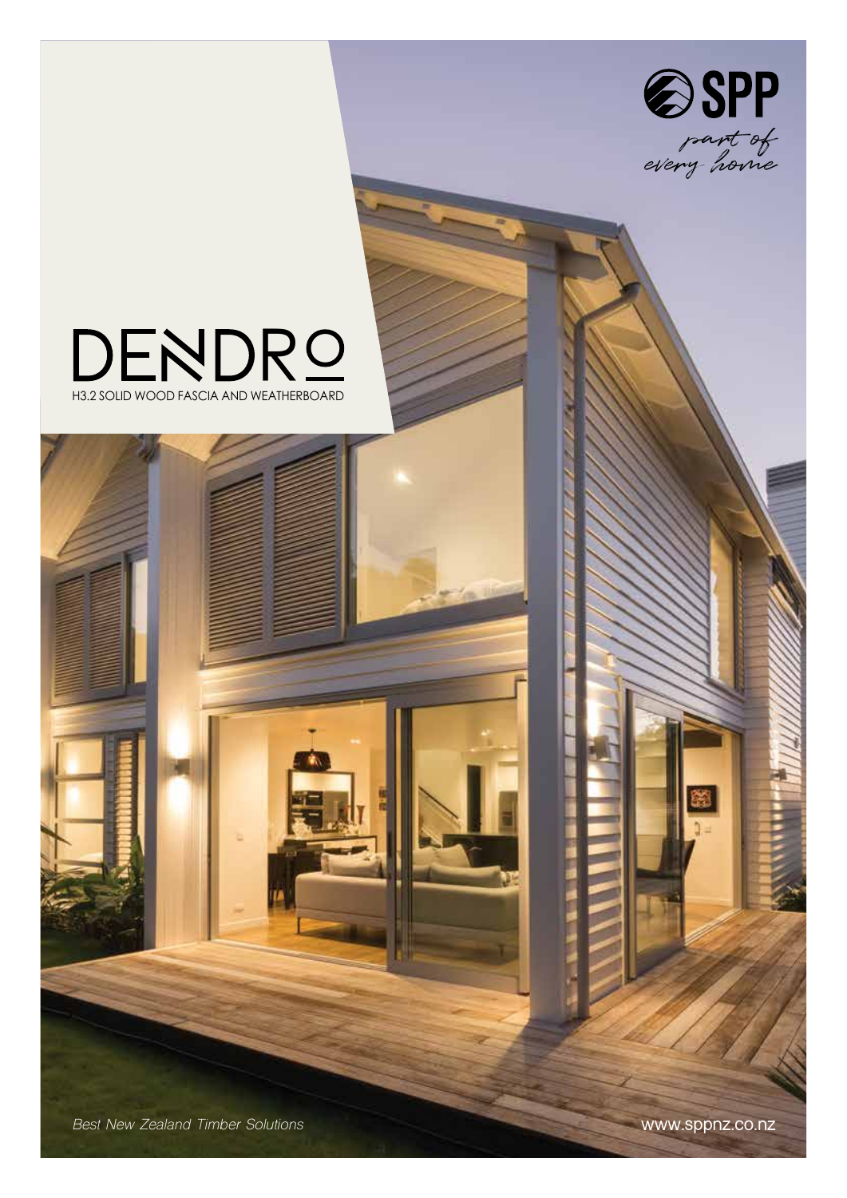SPP

*part of every home*

# DENDRO

H3.2 SOLID WOOD FASCIA AND WEATHERBOARD

*Best New Zealand Timber Solutions*

www.sppnz.co.nz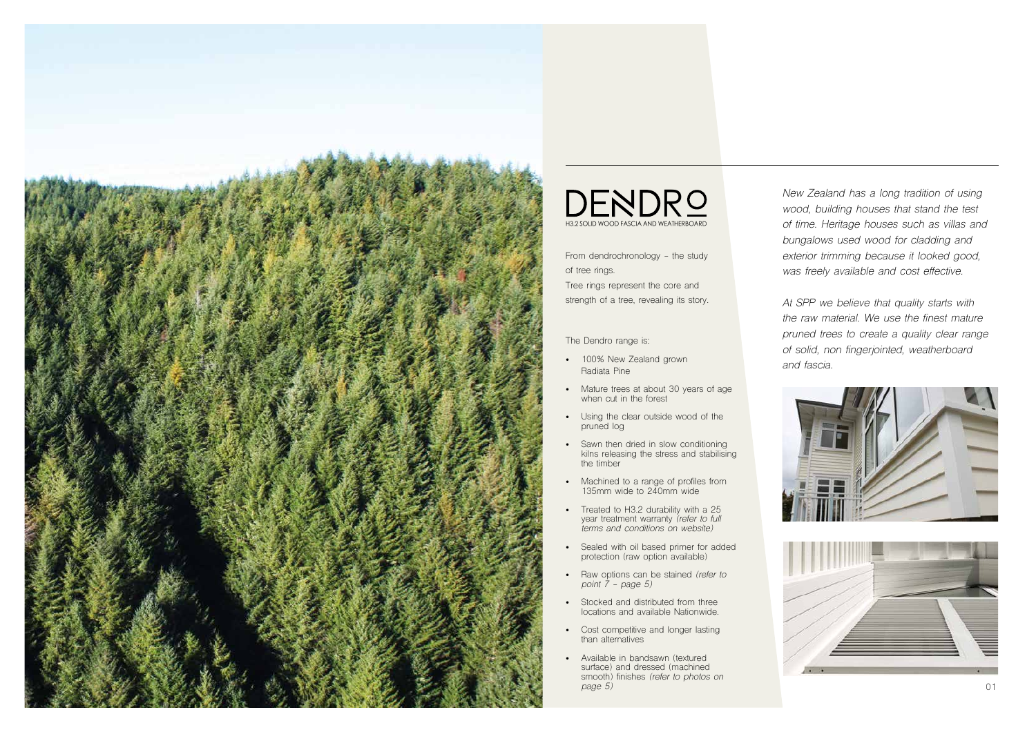# DENDRO

H3.2 SOLID WOOD FASCIA AND WEATHERBOARD

From dendrochronology – the study of tree rings.
Tree rings represent the core and strength of a tree, revealing its story.

The Dendro range is:

- 100% New Zealand grown Radiata Pine
- Mature trees at about 30 years of age when cut in the forest
- Using the clear outside wood of the pruned log
- Sawn then dried in slow conditioning kilns releasing the stress and stabilising the timber
- Machined to a range of profiles from 135mm wide to 240mm wide
- Treated to H3.2 durability with a 25 year treatment warranty *(refer to full terms and conditions on website)*
- Sealed with oil based primer for added protection (raw option available)
- Raw options can be stained *(refer to point 7 – page 5)*
- Stocked and distributed from three locations and available Nationwide.
- Cost competitive and longer lasting than alternatives
- Available in bandsawn (textured surface) and dressed (machined smooth) finishes *(refer to photos on page 5)*

*New Zealand has a long tradition of using wood, building houses that stand the test of time. Heritage houses such as villas and bungalows used wood for cladding and exterior trimming because it looked good, was freely available and cost effective.*

*At SPP we believe that quality starts with the raw material. We use the finest mature pruned trees to create a quality clear range of solid, non fingerjointed, weatherboard and fascia.*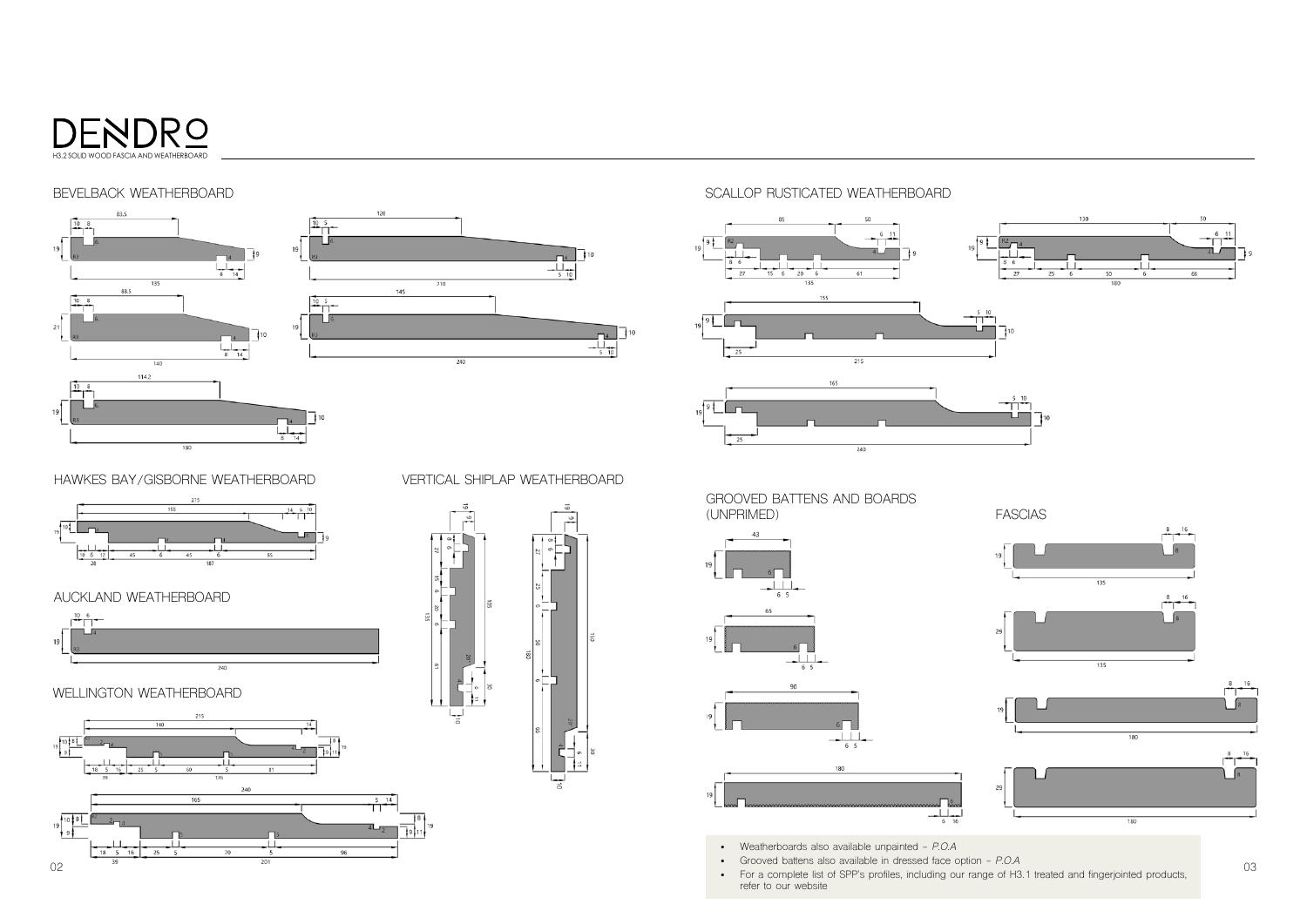# DENDRO

H3.2 SOLID WOOD FASCIA AND WEATHERBOARD

## BEVELBACK WEATHERBOARD

## HAWKES BAY/GISBORNE WEATHERBOARD

## VERTICAL SHIPLAP WEATHERBOARD

## AUCKLAND WEATHERBOARD

## WELLINGTON WEATHERBOARD

## SCALLOP RUSTICATED WEATHERBOARD

## GROOVED BATTENS AND BOARDS (UNPRIMED)

## FASCIAS

- Weatherboards also available unpainted - *P.O.A*
- Grooved battens also available in dressed face option - *P.O.A*
- For a complete list of SPP's profiles, including our range of H3.1 treated and fingerjointed products, refer to our website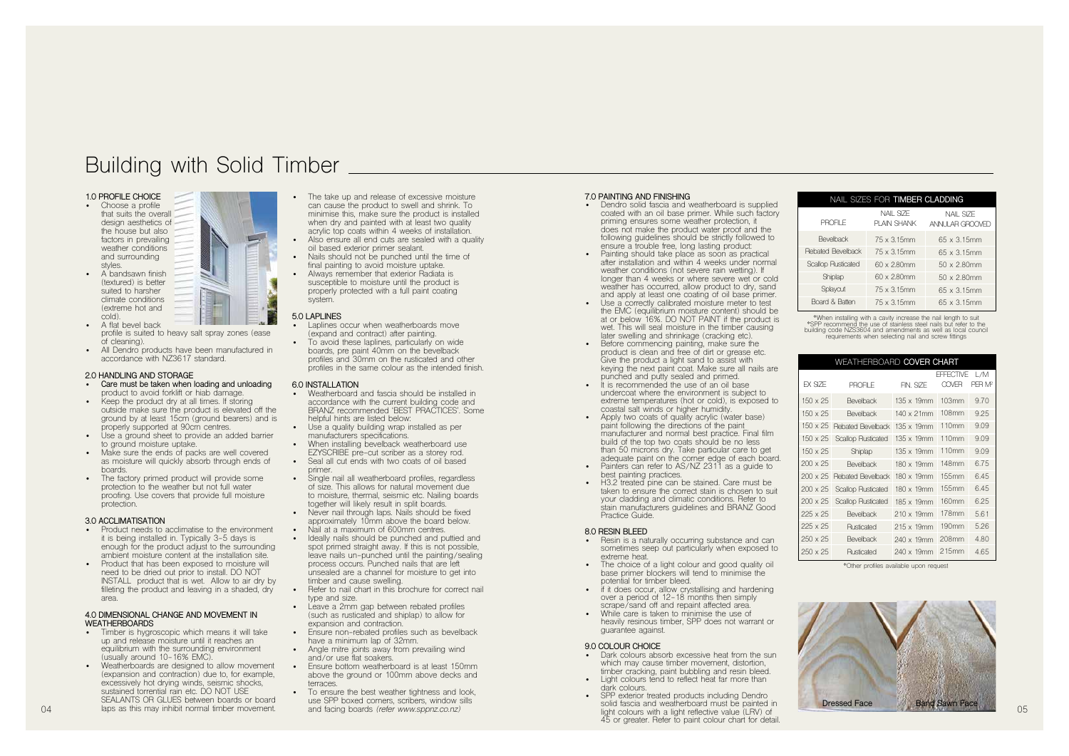# Building with Solid Timber

## 1.0 PROFILE CHOICE

- Choose a profile that suits the overall design aesthetics of the house but also factors in prevailing weather conditions and surrounding styles.
- A bandsawn finish (textured) is better suited to harsher climate conditions (extreme hot and cold).
- A flat bevel back profile is suited to heavy salt spray zones (ease of cleaning).
- All Dendro products have been manufactured in accordance with NZ3617 standard.

## 2.0 HANDLING AND STORAGE

- Care must be taken when loading and unloading product to avoid forklift or hiab damage.
- Keep the product dry at all times. If storing outside make sure the product is elevated off the ground by at least 15cm (ground bearers) and is properly supported at 90cm centres.
- Use a ground sheet to provide an added barrier to ground moisture uptake.
- Make sure the ends of packs are well covered as moisture will quickly absorb through ends of boards.
- The factory primed product will provide some protection to the weather but not full water proofing. Use covers that provide full moisture protection.

## 3.0 ACCLIMATISATION

- Product needs to acclimatise to the environment it is being installed in. Typically 3-5 days is enough for the product adjust to the surrounding ambient moisture content at the installation site.
- Product that has been exposed to moisture will need to be dried out prior to install. DO NOT INSTALL product that is wet. Allow to air dry by filleting the product and leaving in a shaded, dry area.

## 4.0 DIMENSIONAL CHANGE AND MOVEMENT IN WEATHERBOARDS

- Timber is hygroscopic which means it will take up and release moisture until it reaches an equilibrium with the surrounding environment (usually around 10-16% EMC).
- Weatherboards are designed to allow movement (expansion and contraction) due to, for example, excessively hot drying winds, seismic shocks, sustained torrential rain etc. DO NOT USE SEALANTS OR GLUES between boards or board laps as this may inhibit normal timber movement.
- The take up and release of excessive moisture can cause the product to swell and shrink. To minimise this, make sure the product is installed when dry and painted with at least two quality acrylic top coats within 4 weeks of installation.
- Also ensure all end cuts are sealed with a quality oil based exterior primer sealant.
- Nails should not be punched until the time of final painting to avoid moisture uptake.
- Always remember that exterior Radiata is susceptible to moisture until the product is properly protected with a full paint coating system.

## 5.0 LAPLINES

- Laplines occur when weatherboards move (expand and contract) after painting.
- To avoid these laplines, particularly on wide boards, pre paint 40mm on the bevelback profiles and 30mm on the rusticated and other profiles in the same colour as the intended finish.

## 6.0 INSTALLATION

- Weatherboard and fascia should be installed in accordance with the current building code and BRANZ recommended 'BEST PRACTICES'. Some helpful hints are listed below:
- Use a quality building wrap installed as per manufacturers specifications.
- When installing bevelback weatherboard use EZYSCRIBE pre-cut scriber as a storey rod.
- Seal all cut ends with two coats of oil based primer.
- Single nail all weatherboard profiles, regardless of size. This allows for natural movement due to moisture, thermal, seismic etc. Nailing boards together will likely result in split boards.
- Never nail through laps. Nails should be fixed approximately 10mm above the board below.
- Nail at a maximum of 600mm centres.
- Ideally nails should be punched and puttied and spot primed straight away. If this is not possible, leave nails un-punched until the painting/sealing process occurs. Punched nails that are left unsealed are a channel for moisture to get into timber and cause swelling.
- Refer to nail chart in this brochure for correct nail type and size.
- Leave a 2mm gap between rebated profiles (such as rusticated and shiplap) to allow for expansion and contraction.
- Ensure non-rebated profiles such as bevelback have a minimum lap of 32mm.
- Angle mitre joints away from prevailing wind and/or use flat soakers.
- Ensure bottom weatherboard is at least 150mm above the ground or 100mm above decks and terraces.
- To ensure the best weather tightness and look, use SPP boxed corners, scribers, window sills and facing boards *(refer www.sppnz.co.nz)*

## 7.0 PAINTING AND FINISHING

- Dendro solid fascia and weatherboard is supplied coated with an oil base primer. While such factory priming ensures some weather protection, it does not make the product water proof and the following guidelines should be strictly followed to ensure a trouble free, long lasting product:
- Painting should take place as soon as practical after installation and within 4 weeks under normal weather conditions (not severe rain wetting). If longer than 4 weeks or where severe wet or cold weather has occurred, allow product to dry, sand and apply at least one coating of oil base primer.
- Use a correctly calibrated moisture meter to test the EMC (equilibrium moisture content) should be at or below 16%. DO NOT PAINT if the product is wet. This will seal moisture in the timber causing later swelling and shrinkage (cracking etc).
- Before commencing painting, make sure the product is clean and free of dirt or grease etc. Give the product a light sand to assist with keying the next paint coat. Make sure all nails are punched and putty sealed and primed.
- It is recommended the use of an oil base undercoat where the environment is subject to extreme temperatures (hot or cold), is exposed to coastal salt winds or higher humidity.
- Apply two coats of quality acrylic (water base) paint following the directions of the paint manufacturer and normal best practice. Final film build of the top two coats should be no less than 50 microns dry. Take particular care to get adequate paint on the corner edge of each board.
- Painters can refer to AS/NZ 2311 as a guide to best painting practices.
- H3.2 treated pine can be stained. Care must be taken to ensure the correct stain is chosen to suit your cladding and climatic conditions. Refer to stain manufacturers guidelines and BRANZ Good Practice Guide.

## 8.0 RESIN BLEED

- Resin is a naturally occurring substance and can sometimes seep out particularly when exposed to extreme heat.
- The choice of a light colour and good quality oil base primer blockers will tend to minimise the potential for timber bleed.
- if it does occur, allow crystallising and hardening over a period of 12-18 months then simply scrape/sand off and repaint affected area.
- While care is taken to minimise the use of heavily resinous timber, SPP does not warrant or guarantee against.

## 9.0 COLOUR CHOICE

- Dark colours absorb excessive heat from the sun which may cause timber movement, distortion, timber cracking, paint bubbling and resin bleed.
- Light colours tend to reflect heat far more than dark colours.
- SPP exterior treated products including Dendro solid fascia and weatherboard must be painted in light colours with a light reflective value (LRV) of 45 or greater. Refer to paint colour chart for detail.

### NAIL SIZES FOR TIMBER CLADDING

| PROFILE | NAIL SIZE PLAIN SHANK | NAIL SIZE ANNULAR GROOVED |
|---|---|---|
| Bevelback | 75 x 3.15mm | 65 x 3.15mm |
| Rebated Bevelback | 75 x 3.15mm | 65 x 3.15mm |
| Scallop Rusticated | 60 x 2.80mm | 50 x 2.80mm |
| Shiplap | 60 x 2.80mm | 50 x 2.80mm |
| Splaycut | 75 x 3.15mm | 65 x 3.15mm |
| Board & Batten | 75 x 3.15mm | 65 x 3.15mm |

*When installing with a cavity increase the nail length to suit
*SPP recommend the use of stainless steel nails but refer to the building code NZS3604 and amendments as well as local council requirements when selecting nail and screw fittings

### WEATHERBOARD COVER CHART

| EX SIZE | PROFILE | FIN. SIZE | EFFECTIVE COVER | L/M PER M² |
|---|---|---|---|---|
| 150 x 25 | Bevelback | 135 x 19mm | 103mm | 9.70 |
| 150 x 25 | Bevelback | 140 x 21mm | 108mm | 9.25 |
| 150 x 25 | Rebated Bevelback | 135 x 19mm | 110mm | 9.09 |
| 150 x 25 | Scallop Rusticated | 135 x 19mm | 110mm | 9.09 |
| 150 x 25 | Shiplap | 135 x 19mm | 110mm | 9.09 |
| 200 x 25 | Bevelback | 180 x 19mm | 148mm | 6.75 |
| 200 x 25 | Rebated Bevelback | 180 x 19mm | 155mm | 6.45 |
| 200 x 25 | Scallop Rusticated | 180 x 19mm | 155mm | 6.45 |
| 200 x 25 | Scallop Rusticated | 185 x 19mm | 160mm | 6.25 |
| 225 x 25 | Bevelback | 210 x 19mm | 178mm | 5.61 |
| 225 x 25 | Rusticated | 215 x 19mm | 190mm | 5.26 |
| 250 x 25 | Bevelback | 240 x 19mm | 208mm | 4.80 |
| 250 x 25 | Rusticated | 240 x 19mm | 215mm | 4.65 |

*Other profiles available upon request

Dressed Face

Band Sawn Face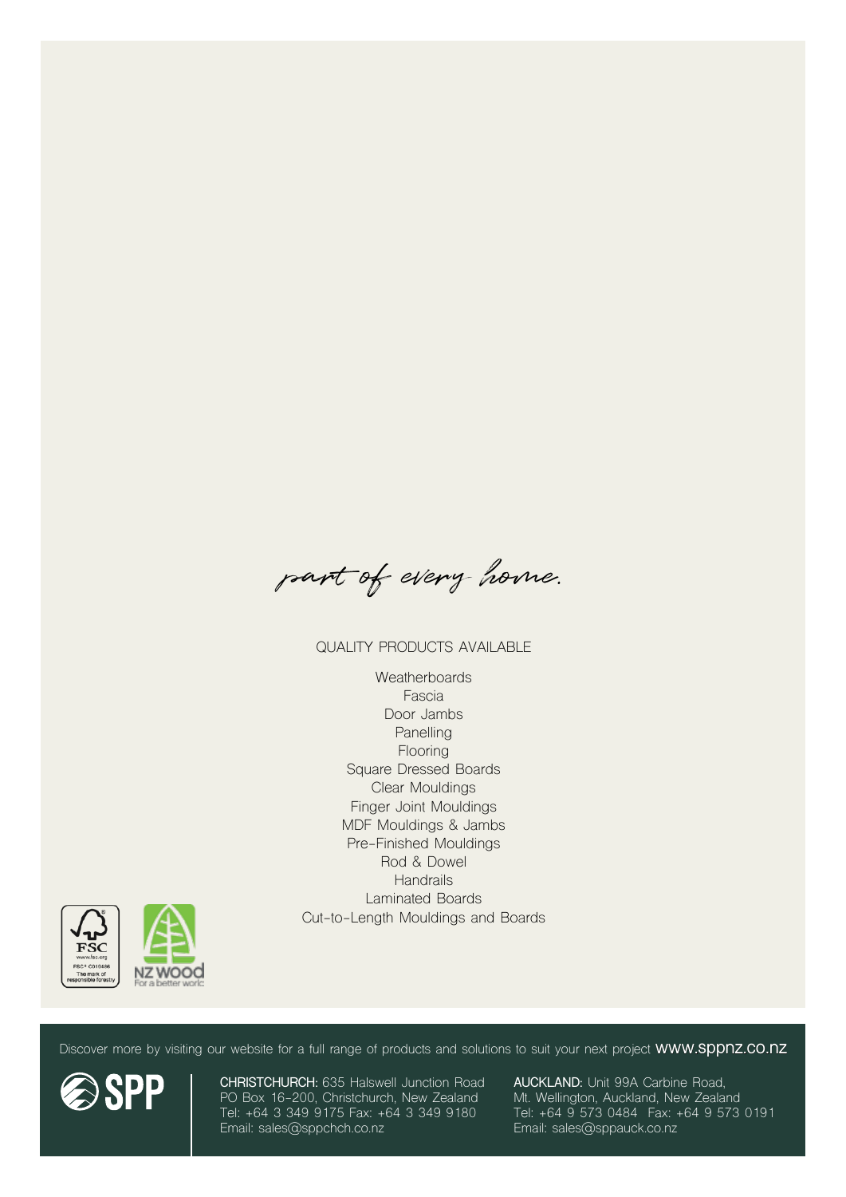*part of every home.*

QUALITY PRODUCTS AVAILABLE

Weatherboards
Fascia
Door Jambs
Panelling
Flooring
Square Dressed Boards
Clear Mouldings
Finger Joint Mouldings
MDF Mouldings & Jambs
Pre-Finished Mouldings
Rod & Dowel
Handrails
Laminated Boards
Cut-to-Length Mouldings and Boards

FSC www.fsc.org FSC® C010686 The mark of responsible forestry

NZ WOOD For a better world

Discover more by visiting our website for a full range of products and solutions to suit your next project **www.sppnz.co.nz**

**SPP**

**CHRISTCHURCH:** 635 Halswell Junction Road
PO Box 16-200, Christchurch, New Zealand
Tel: +64 3 349 9175 Fax: +64 3 349 9180
Email: sales@sppchch.co.nz

**AUCKLAND:** Unit 99A Carbine Road,
Mt. Wellington, Auckland, New Zealand
Tel: +64 9 573 0484 Fax: +64 9 573 0191
Email: sales@sppauck.co.nz